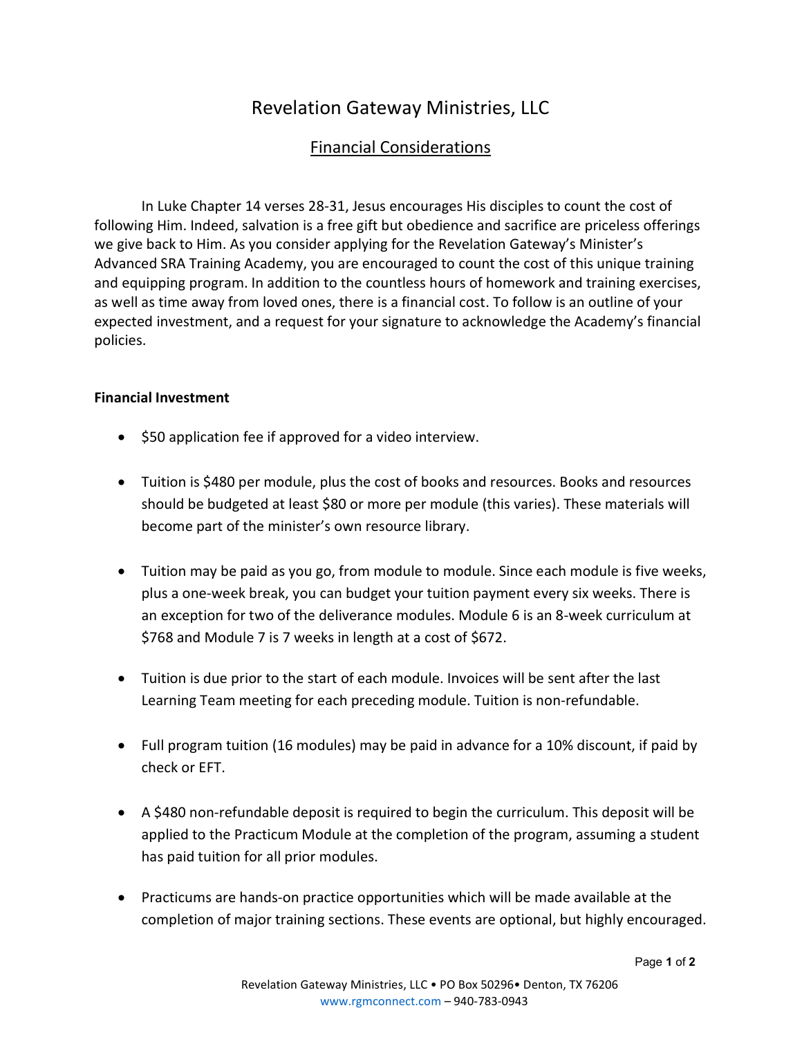# Revelation Gateway Ministries, LLC

## Financial Considerations

In Luke Chapter 14 verses 28-31, Jesus encourages His disciples to count the cost of following Him. Indeed, salvation is a free gift but obedience and sacrifice are priceless offerings we give back to Him. As you consider applying for the Revelation Gateway's Minister's Advanced SRA Training Academy, you are encouraged to count the cost of this unique training and equipping program. In addition to the countless hours of homework and training exercises, as well as time away from loved ones, there is a financial cost. To follow is an outline of your expected investment, and a request for your signature to acknowledge the Academy's financial policies.

**Financial Investment**

- $50 application fee if approved for a video interview.
- Tuition is $480 per module, plus the cost of books and resources. Books and resources should be budgeted at least $80 or more per module (this varies). These materials will become part of the minister's own resource library.
- Tuition may be paid as you go, from module to module. Since each module is five weeks, plus a one-week break, you can budget your tuition payment every six weeks. There is an exception for two of the deliverance modules. Module 6 is an 8-week curriculum at $768 and Module 7 is 7 weeks in length at a cost of $672.
- Tuition is due prior to the start of each module. Invoices will be sent after the last Learning Team meeting for each preceding module. Tuition is non-refundable.
- Full program tuition (16 modules) may be paid in advance for a 10% discount, if paid by check or EFT.
- A $480 non-refundable deposit is required to begin the curriculum. This deposit will be applied to the Practicum Module at the completion of the program, assuming a student has paid tuition for all prior modules.
- Practicums are hands-on practice opportunities which will be made available at the completion of major training sections. These events are optional, but highly encouraged.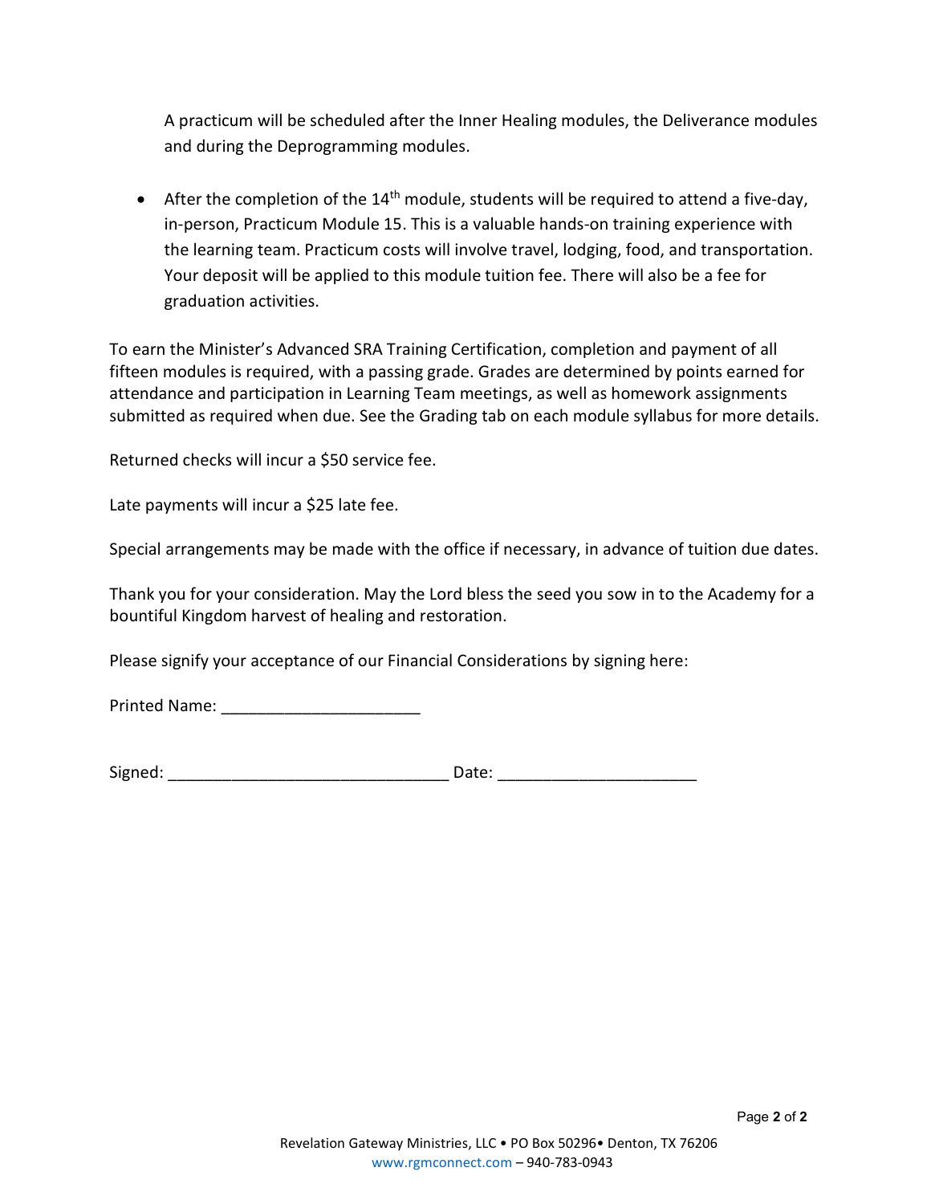A practicum will be scheduled after the Inner Healing modules, the Deliverance modules and during the Deprogramming modules.

- After the completion of the 14th module, students will be required to attend a five-day, in-person, Practicum Module 15. This is a valuable hands-on training experience with the learning team. Practicum costs will involve travel, lodging, food, and transportation. Your deposit will be applied to this module tuition fee. There will also be a fee for graduation activities.

To earn the Minister's Advanced SRA Training Certification, completion and payment of all fifteen modules is required, with a passing grade. Grades are determined by points earned for attendance and participation in Learning Team meetings, as well as homework assignments submitted as required when due. See the Grading tab on each module syllabus for more details.

Returned checks will incur a $50 service fee.

Late payments will incur a $25 late fee.

Special arrangements may be made with the office if necessary, in advance of tuition due dates.

Thank you for your consideration. May the Lord bless the seed you sow in to the Academy for a bountiful Kingdom harvest of healing and restoration.

Please signify your acceptance of our Financial Considerations by signing here:

Printed Name: ______________________

Signed: _______________________________ Date: ______________________

Revelation Gateway Ministries, LLC • PO Box 50296• Denton, TX 76206
www.rgmconnect.com – 940-783-0943